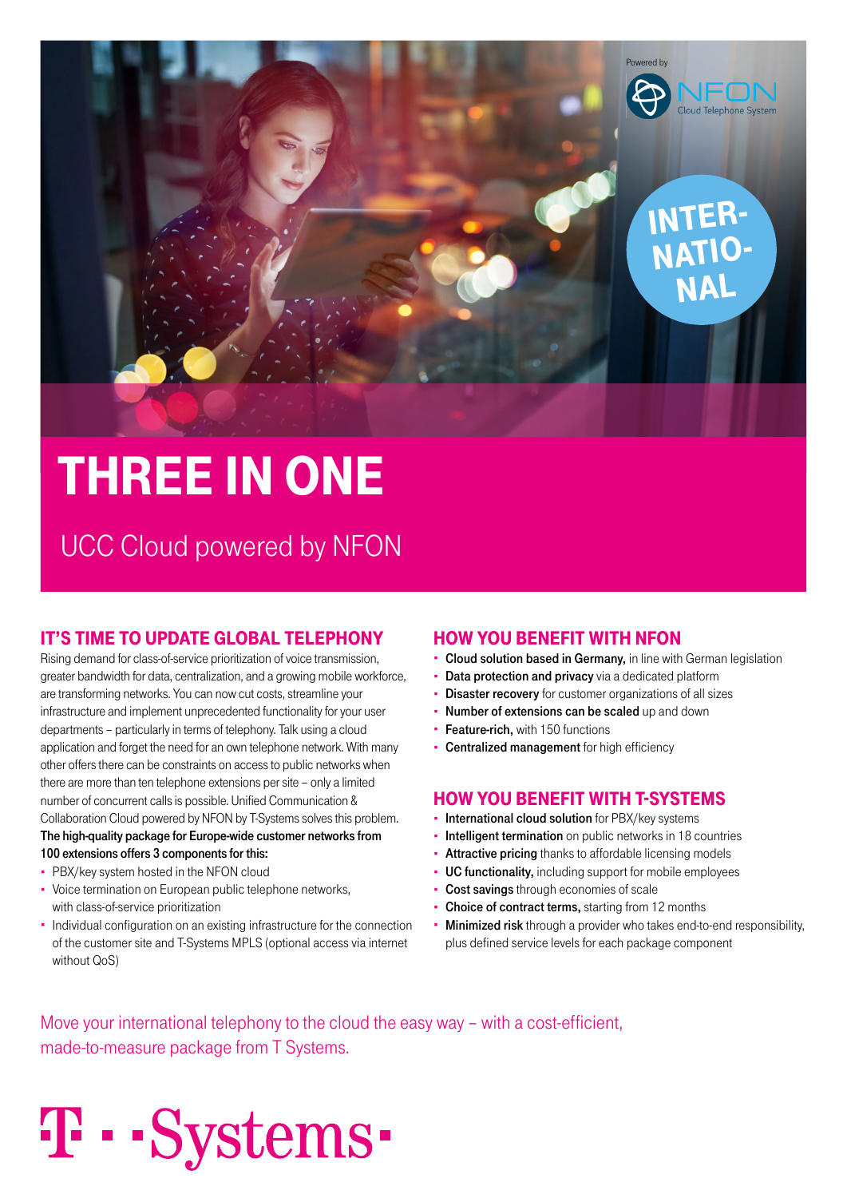Powered by

NFON Cloud Telephone System

INTER-NATIO-NAL

# THREE IN ONE

UCC Cloud powered by NFON

## IT'S TIME TO UPDATE GLOBAL TELEPHONY

Rising demand for class-of-service prioritization of voice transmission, greater bandwidth for data, centralization, and a growing mobile workforce, are transforming networks. You can now cut costs, streamline your infrastructure and implement unprecedented functionality for your user departments – particularly in terms of telephony. Talk using a cloud application and forget the need for an own telephone network. With many other offers there can be constraints on access to public networks when there are more than ten telephone extensions per site – only a limited number of concurrent calls is possible. Unified Communication & Collaboration Cloud powered by NFON by T-Systems solves this problem. **The high-quality package for Europe-wide customer networks from 100 extensions offers 3 components for this:**

- PBX/key system hosted in the NFON cloud
- Voice termination on European public telephone networks, with class-of-service prioritization
- Individual configuration on an existing infrastructure for the connection of the customer site and T-Systems MPLS (optional access via internet without QoS)

## HOW YOU BENEFIT WITH NFON

- **Cloud solution based in Germany,** in line with German legislation
- **Data protection and privacy** via a dedicated platform
- **Disaster recovery** for customer organizations of all sizes
- **Number of extensions can be scaled** up and down
- **Feature-rich,** with 150 functions
- **Centralized management** for high efficiency

## HOW YOU BENEFIT WITH T-SYSTEMS

- **International cloud solution** for PBX/key systems
- **Intelligent termination** on public networks in 18 countries
- **Attractive pricing** thanks to affordable licensing models
- **UC functionality,** including support for mobile employees
- **Cost savings** through economies of scale
- **Choice of contract terms,** starting from 12 months
- **Minimized risk** through a provider who takes end-to-end responsibility, plus defined service levels for each package component

Move your international telephony to the cloud the easy way – with a cost-efficient, made-to-measure package from T Systems.

T · · Systems ·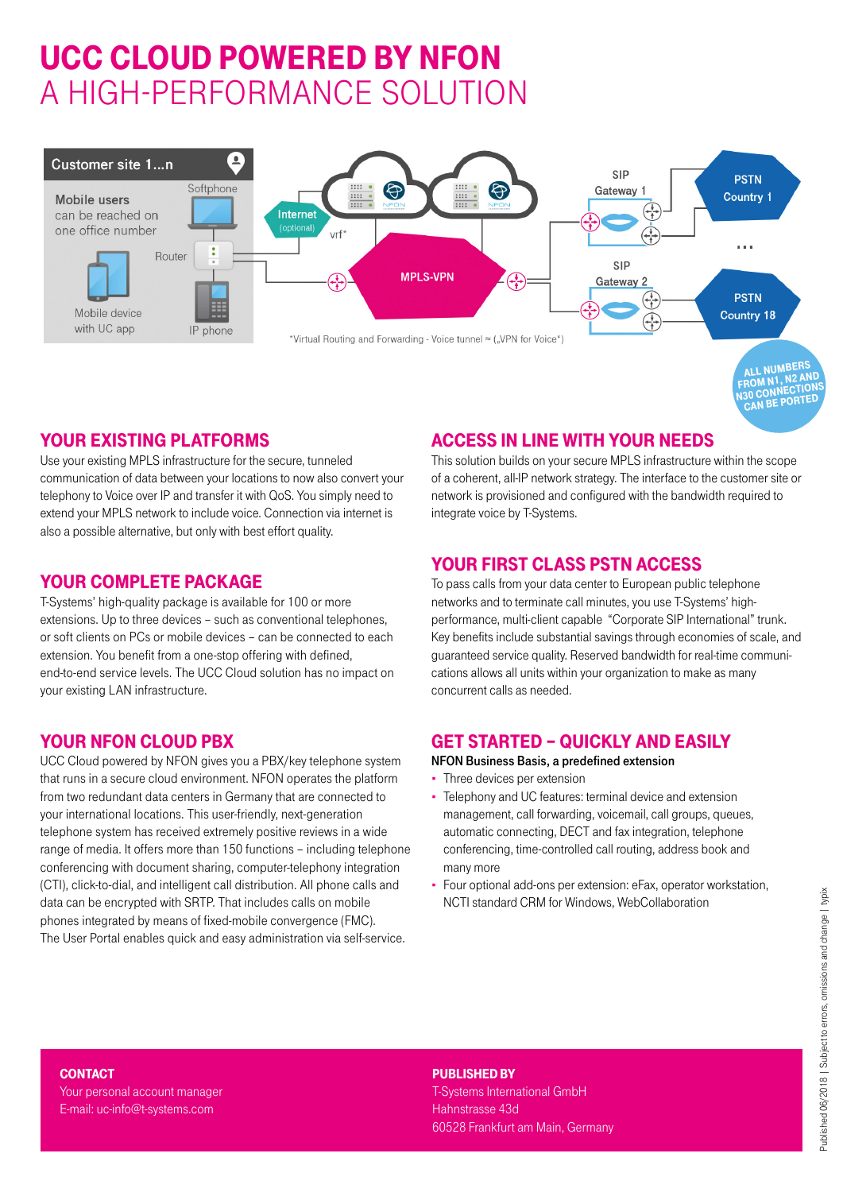# UCC CLOUD POWERED BY NFON
## A HIGH-PERFORMANCE SOLUTION

Customer site 1...n

Mobile users can be reached on one office number

Softphone

Router

Mobile device with UC app

IP phone

Internet (optional)

vrf*

MPLS-VPN

SIP Gateway 1

SIP Gateway 2

PSTN Country 1

...

PSTN Country 18

*Virtual Routing and Forwarding - Voice tunnel ≈ („VPN for Voice")

ALL NUMBERS FROM N1, N2 AND N30 CONNECTIONS CAN BE PORTED

## YOUR EXISTING PLATFORMS

Use your existing MPLS infrastructure for the secure, tunneled communication of data between your locations to now also convert your telephony to Voice over IP and transfer it with QoS. You simply need to extend your MPLS network to include voice. Connection via internet is also a possible alternative, but only with best effort quality.

## YOUR COMPLETE PACKAGE

T-Systems' high-quality package is available for 100 or more extensions. Up to three devices – such as conventional telephones, or soft clients on PCs or mobile devices – can be connected to each extension. You benefit from a one-stop offering with defined, end-to-end service levels. The UCC Cloud solution has no impact on your existing LAN infrastructure.

## YOUR NFON CLOUD PBX

UCC Cloud powered by NFON gives you a PBX/key telephone system that runs in a secure cloud environment. NFON operates the platform from two redundant data centers in Germany that are connected to your international locations. This user-friendly, next-generation telephone system has received extremely positive reviews in a wide range of media. It offers more than 150 functions – including telephone conferencing with document sharing, computer-telephony integration (CTI), click-to-dial, and intelligent call distribution. All phone calls and data can be encrypted with SRTP. That includes calls on mobile phones integrated by means of fixed-mobile convergence (FMC). The User Portal enables quick and easy administration via self-service.

## ACCESS IN LINE WITH YOUR NEEDS

This solution builds on your secure MPLS infrastructure within the scope of a coherent, all-IP network strategy. The interface to the customer site or network is provisioned and configured with the bandwidth required to integrate voice by T-Systems.

## YOUR FIRST CLASS PSTN ACCESS

To pass calls from your data center to European public telephone networks and to terminate call minutes, you use T-Systems' high-performance, multi-client capable "Corporate SIP International" trunk. Key benefits include substantial savings through economies of scale, and guaranteed service quality. Reserved bandwidth for real-time communications allows all units within your organization to make as many concurrent calls as needed.

## GET STARTED – QUICKLY AND EASILY

**NFON Business Basis, a predefined extension**

- Three devices per extension
- Telephony and UC features: terminal device and extension management, call forwarding, voicemail, call groups, queues, automatic connecting, DECT and fax integration, telephone conferencing, time-controlled call routing, address book and many more
- Four optional add-ons per extension: eFax, operator workstation, NCTI standard CRM for Windows, WebCollaboration

**CONTACT**
Your personal account manager
E-mail: uc-info@t-systems.com

**PUBLISHED BY**
T-Systems International GmbH
Hahnstrasse 43d
60528 Frankfurt am Main, Germany

Published 06/2018 | Subject to errors, omissions and change | typix